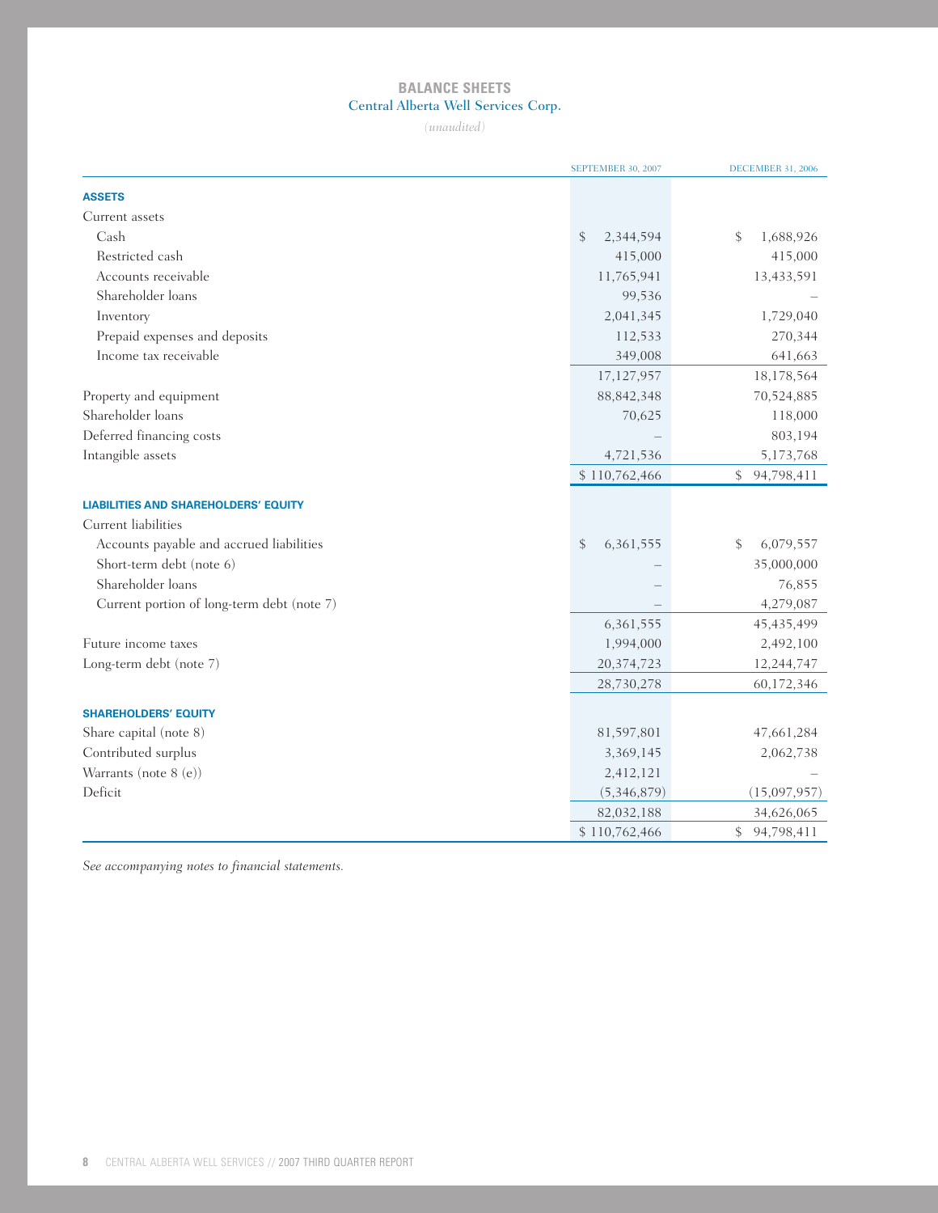# BALANCE SHEETS

## Central Alberta Well Services Corp.

*(unaudited)*

| | SEPTEMBER 30, 2007 | DECEMBER 31, 2006 |
|---|---|---|
| **ASSETS** | | |
| Current assets | | |
| Cash | $ 2,344,594 | $ 1,688,926 |
| Restricted cash | 415,000 | 415,000 |
| Accounts receivable | 11,765,941 | 13,433,591 |
| Shareholder loans | 99,536 | – |
| Inventory | 2,041,345 | 1,729,040 |
| Prepaid expenses and deposits | 112,533 | 270,344 |
| Income tax receivable | 349,008 | 641,663 |
| | 17,127,957 | 18,178,564 |
| Property and equipment | 88,842,348 | 70,524,885 |
| Shareholder loans | 70,625 | 118,000 |
| Deferred financing costs | – | 803,194 |
| Intangible assets | 4,721,536 | 5,173,768 |
| | $ 110,762,466 | $ 94,798,411 |
| **LIABILITIES AND SHAREHOLDERS' EQUITY** | | |
| Current liabilities | | |
| Accounts payable and accrued liabilities | $ 6,361,555 | $ 6,079,557 |
| Short-term debt (note 6) | – | 35,000,000 |
| Shareholder loans | – | 76,855 |
| Current portion of long-term debt (note 7) | – | 4,279,087 |
| | 6,361,555 | 45,435,499 |
| Future income taxes | 1,994,000 | 2,492,100 |
| Long-term debt (note 7) | 20,374,723 | 12,244,747 |
| | 28,730,278 | 60,172,346 |
| **SHAREHOLDERS' EQUITY** | | |
| Share capital (note 8) | 81,597,801 | 47,661,284 |
| Contributed surplus | 3,369,145 | 2,062,738 |
| Warrants (note 8 (e)) | 2,412,121 | – |
| Deficit | (5,346,879) | (15,097,957) |
| | 82,032,188 | 34,626,065 |
| | $ 110,762,466 | $ 94,798,411 |

*See accompanying notes to financial statements.*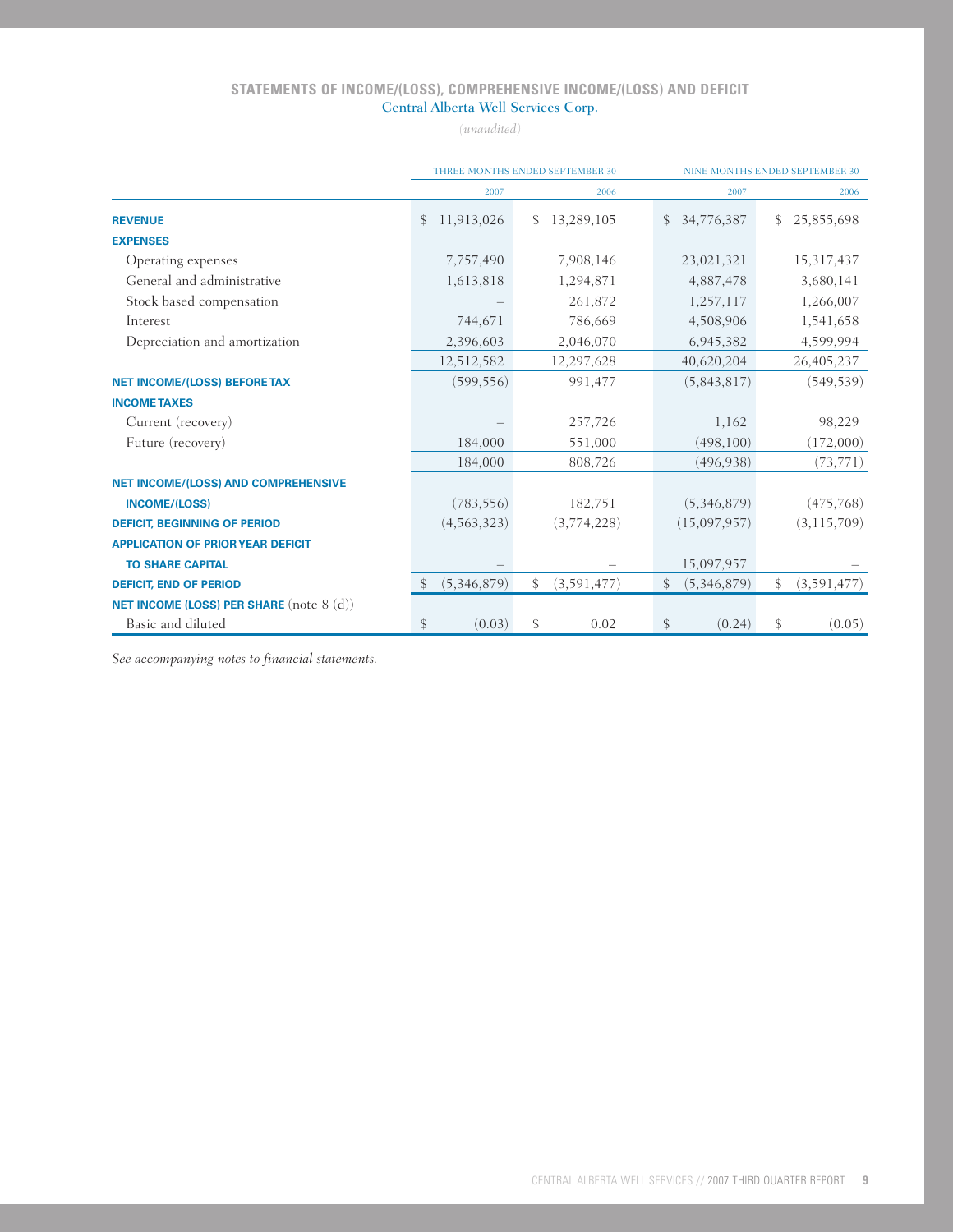## STATEMENTS OF INCOME/(LOSS), COMPREHENSIVE INCOME/(LOSS) AND DEFICIT

Central Alberta Well Services Corp.

*(unaudited)*

| | THREE MONTHS ENDED SEPTEMBER 30 | | NINE MONTHS ENDED SEPTEMBER 30 | |
|---|---|---|---|---|
| | 2007 | 2006 | 2007 | 2006 |
| **REVENUE** | $ 11,913,026 | $ 13,289,105 | $ 34,776,387 | $ 25,855,698 |
| **EXPENSES** | | | | |
| Operating expenses | 7,757,490 | 7,908,146 | 23,021,321 | 15,317,437 |
| General and administrative | 1,613,818 | 1,294,871 | 4,887,478 | 3,680,141 |
| Stock based compensation | – | 261,872 | 1,257,117 | 1,266,007 |
| Interest | 744,671 | 786,669 | 4,508,906 | 1,541,658 |
| Depreciation and amortization | 2,396,603 | 2,046,070 | 6,945,382 | 4,599,994 |
| | 12,512,582 | 12,297,628 | 40,620,204 | 26,405,237 |
| **NET INCOME/(LOSS) BEFORE TAX** | (599,556) | 991,477 | (5,843,817) | (549,539) |
| **INCOME TAXES** | | | | |
| Current (recovery) | – | 257,726 | 1,162 | 98,229 |
| Future (recovery) | 184,000 | 551,000 | (498,100) | (172,000) |
| | 184,000 | 808,726 | (496,938) | (73,771) |
| **NET INCOME/(LOSS) AND COMPREHENSIVE INCOME/(LOSS)** | (783,556) | 182,751 | (5,346,879) | (475,768) |
| **DEFICIT, BEGINNING OF PERIOD** | (4,563,323) | (3,774,228) | (15,097,957) | (3,115,709) |
| **APPLICATION OF PRIOR YEAR DEFICIT TO SHARE CAPITAL** | – | – | 15,097,957 | – |
| **DEFICIT, END OF PERIOD** | $ (5,346,879) | $ (3,591,477) | $ (5,346,879) | $ (3,591,477) |
| **NET INCOME (LOSS) PER SHARE** (note 8 (d)) | | | | |
| Basic and diluted | $ (0.03) | $ 0.02 | $ (0.24) | $ (0.05) |

*See accompanying notes to financial statements.*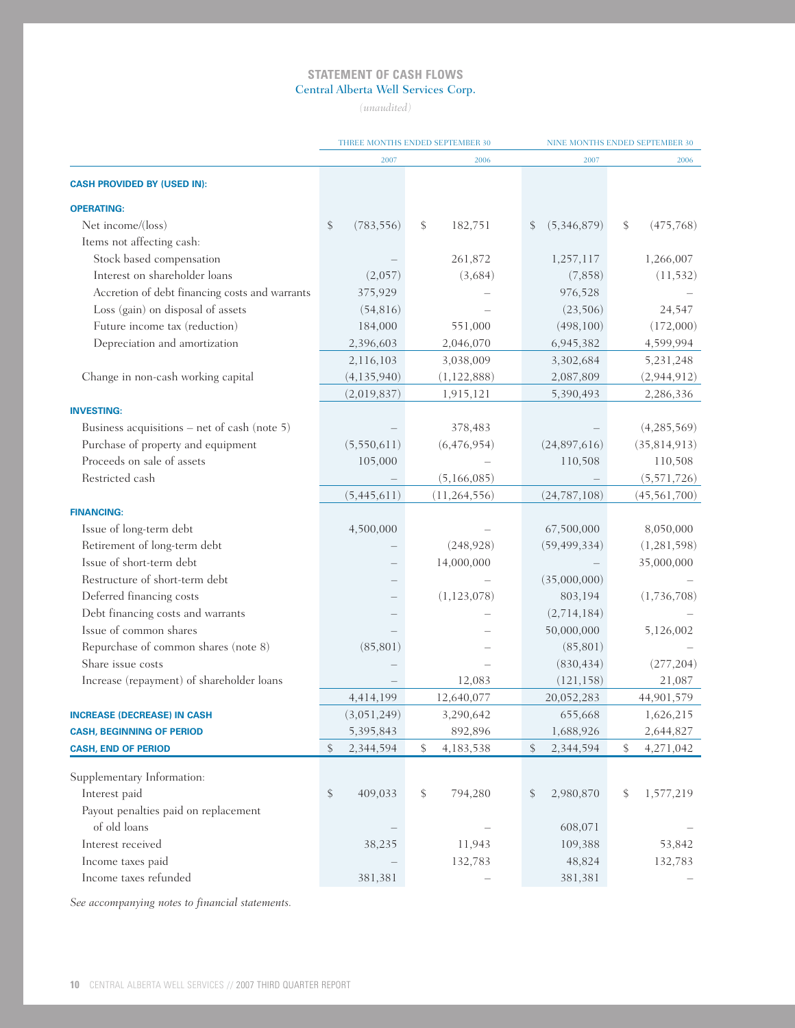## STATEMENT OF CASH FLOWS

Central Alberta Well Services Corp.

*(unaudited)*

| | THREE MONTHS ENDED SEPTEMBER 30 | | NINE MONTHS ENDED SEPTEMBER 30 | |
|---|---|---|---|---|
| | 2007 | 2006 | 2007 | 2006 |
| **CASH PROVIDED BY (USED IN):** | | | | |
| **OPERATING:** | | | | |
| Net income/(loss) | $ (783,556) | $ 182,751 | $ (5,346,879) | $ (475,768) |
| Items not affecting cash: | | | | |
| Stock based compensation | – | 261,872 | 1,257,117 | 1,266,007 |
| Interest on shareholder loans | (2,057) | (3,684) | (7,858) | (11,532) |
| Accretion of debt financing costs and warrants | 375,929 | – | 976,528 | – |
| Loss (gain) on disposal of assets | (54,816) | – | (23,506) | 24,547 |
| Future income tax (reduction) | 184,000 | 551,000 | (498,100) | (172,000) |
| Depreciation and amortization | 2,396,603 | 2,046,070 | 6,945,382 | 4,599,994 |
| | 2,116,103 | 3,038,009 | 3,302,684 | 5,231,248 |
| Change in non-cash working capital | (4,135,940) | (1,122,888) | 2,087,809 | (2,944,912) |
| | (2,019,837) | 1,915,121 | 5,390,493 | 2,286,336 |
| **INVESTING:** | | | | |
| Business acquisitions – net of cash (note 5) | – | 378,483 | – | (4,285,569) |
| Purchase of property and equipment | (5,550,611) | (6,476,954) | (24,897,616) | (35,814,913) |
| Proceeds on sale of assets | 105,000 | – | 110,508 | 110,508 |
| Restricted cash | – | (5,166,085) | – | (5,571,726) |
| | (5,445,611) | (11,264,556) | (24,787,108) | (45,561,700) |
| **FINANCING:** | | | | |
| Issue of long-term debt | 4,500,000 | – | 67,500,000 | 8,050,000 |
| Retirement of long-term debt | – | (248,928) | (59,499,334) | (1,281,598) |
| Issue of short-term debt | – | 14,000,000 | – | 35,000,000 |
| Restructure of short-term debt | – | – | (35,000,000) | – |
| Deferred financing costs | – | (1,123,078) | 803,194 | (1,736,708) |
| Debt financing costs and warrants | – | – | (2,714,184) | – |
| Issue of common shares | – | – | 50,000,000 | 5,126,002 |
| Repurchase of common shares (note 8) | (85,801) | – | (85,801) | – |
| Share issue costs | – | – | (830,434) | (277,204) |
| Increase (repayment) of shareholder loans | – | 12,083 | (121,158) | 21,087 |
| | 4,414,199 | 12,640,077 | 20,052,283 | 44,901,579 |
| **INCREASE (DECREASE) IN CASH** | (3,051,249) | 3,290,642 | 655,668 | 1,626,215 |
| **CASH, BEGINNING OF PERIOD** | 5,395,843 | 892,896 | 1,688,926 | 2,644,827 |
| **CASH, END OF PERIOD** | $ 2,344,594 | $ 4,183,538 | $ 2,344,594 | $ 4,271,042 |
| Supplementary Information: | | | | |
| Interest paid | $ 409,033 | $ 794,280 | $ 2,980,870 | $ 1,577,219 |
| Payout penalties paid on replacement of old loans | – | – | 608,071 | – |
| Interest received | 38,235 | 11,943 | 109,388 | 53,842 |
| Income taxes paid | – | 132,783 | 48,824 | 132,783 |
| Income taxes refunded | 381,381 | – | 381,381 | – |

*See accompanying notes to financial statements.*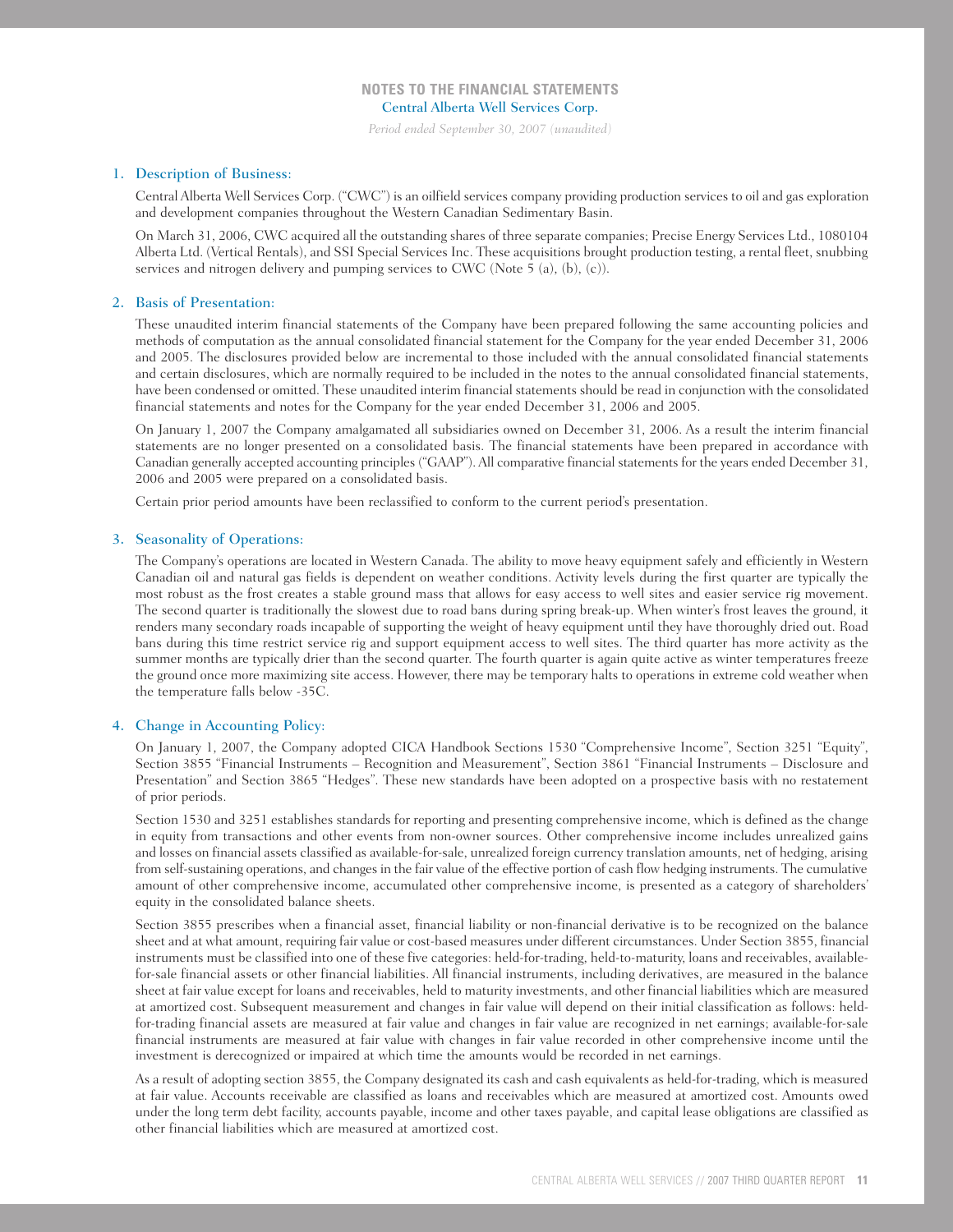# NOTES TO THE FINANCIAL STATEMENTS

Central Alberta Well Services Corp.

*Period ended September 30, 2007 (unaudited)*

## 1. Description of Business:

Central Alberta Well Services Corp. ("CWC") is an oilfield services company providing production services to oil and gas exploration and development companies throughout the Western Canadian Sedimentary Basin.

On March 31, 2006, CWC acquired all the outstanding shares of three separate companies; Precise Energy Services Ltd., 1080104 Alberta Ltd. (Vertical Rentals), and SSI Special Services Inc. These acquisitions brought production testing, a rental fleet, snubbing services and nitrogen delivery and pumping services to CWC (Note 5 (a), (b), (c)).

## 2. Basis of Presentation:

These unaudited interim financial statements of the Company have been prepared following the same accounting policies and methods of computation as the annual consolidated financial statement for the Company for the year ended December 31, 2006 and 2005. The disclosures provided below are incremental to those included with the annual consolidated financial statements and certain disclosures, which are normally required to be included in the notes to the annual consolidated financial statements, have been condensed or omitted. These unaudited interim financial statements should be read in conjunction with the consolidated financial statements and notes for the Company for the year ended December 31, 2006 and 2005.

On January 1, 2007 the Company amalgamated all subsidiaries owned on December 31, 2006. As a result the interim financial statements are no longer presented on a consolidated basis. The financial statements have been prepared in accordance with Canadian generally accepted accounting principles ("GAAP"). All comparative financial statements for the years ended December 31, 2006 and 2005 were prepared on a consolidated basis.

Certain prior period amounts have been reclassified to conform to the current period's presentation.

## 3. Seasonality of Operations:

The Company's operations are located in Western Canada. The ability to move heavy equipment safely and efficiently in Western Canadian oil and natural gas fields is dependent on weather conditions. Activity levels during the first quarter are typically the most robust as the frost creates a stable ground mass that allows for easy access to well sites and easier service rig movement. The second quarter is traditionally the slowest due to road bans during spring break-up. When winter's frost leaves the ground, it renders many secondary roads incapable of supporting the weight of heavy equipment until they have thoroughly dried out. Road bans during this time restrict service rig and support equipment access to well sites. The third quarter has more activity as the summer months are typically drier than the second quarter. The fourth quarter is again quite active as winter temperatures freeze the ground once more maximizing site access. However, there may be temporary halts to operations in extreme cold weather when the temperature falls below -35C.

## 4. Change in Accounting Policy:

On January 1, 2007, the Company adopted CICA Handbook Sections 1530 "Comprehensive Income", Section 3251 "Equity", Section 3855 "Financial Instruments – Recognition and Measurement", Section 3861 "Financial Instruments – Disclosure and Presentation" and Section 3865 "Hedges". These new standards have been adopted on a prospective basis with no restatement of prior periods.

Section 1530 and 3251 establishes standards for reporting and presenting comprehensive income, which is defined as the change in equity from transactions and other events from non-owner sources. Other comprehensive income includes unrealized gains and losses on financial assets classified as available-for-sale, unrealized foreign currency translation amounts, net of hedging, arising from self-sustaining operations, and changes in the fair value of the effective portion of cash flow hedging instruments. The cumulative amount of other comprehensive income, accumulated other comprehensive income, is presented as a category of shareholders' equity in the consolidated balance sheets.

Section 3855 prescribes when a financial asset, financial liability or non-financial derivative is to be recognized on the balance sheet and at what amount, requiring fair value or cost-based measures under different circumstances. Under Section 3855, financial instruments must be classified into one of these five categories: held-for-trading, held-to-maturity, loans and receivables, available-for-sale financial assets or other financial liabilities. All financial instruments, including derivatives, are measured in the balance sheet at fair value except for loans and receivables, held to maturity investments, and other financial liabilities which are measured at amortized cost. Subsequent measurement and changes in fair value will depend on their initial classification as follows: held-for-trading financial assets are measured at fair value and changes in fair value are recognized in net earnings; available-for-sale financial instruments are measured at fair value with changes in fair value recorded in other comprehensive income until the investment is derecognized or impaired at which time the amounts would be recorded in net earnings.

As a result of adopting section 3855, the Company designated its cash and cash equivalents as held-for-trading, which is measured at fair value. Accounts receivable are classified as loans and receivables which are measured at amortized cost. Amounts owed under the long term debt facility, accounts payable, income and other taxes payable, and capital lease obligations are classified as other financial liabilities which are measured at amortized cost.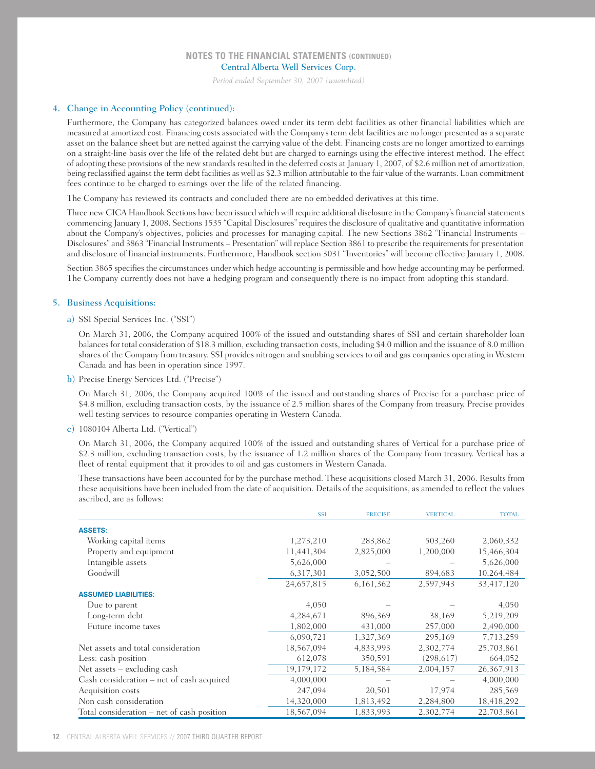## 4. Change in Accounting Policy (continued):

Furthermore, the Company has categorized balances owed under its term debt facilities as other financial liabilities which are measured at amortized cost. Financing costs associated with the Company's term debt facilities are no longer presented as a separate asset on the balance sheet but are netted against the carrying value of the debt. Financing costs are no longer amortized to earnings on a straight-line basis over the life of the related debt but are charged to earnings using the effective interest method. The effect of adopting these provisions of the new standards resulted in the deferred costs at January 1, 2007, of $2.6 million net of amortization, being reclassified against the term debt facilities as well as $2.3 million attributable to the fair value of the warrants. Loan commitment fees continue to be charged to earnings over the life of the related financing.

The Company has reviewed its contracts and concluded there are no embedded derivatives at this time.

Three new CICA Handbook Sections have been issued which will require additional disclosure in the Company's financial statements commencing January 1, 2008. Sections 1535 "Capital Disclosures" requires the disclosure of qualitative and quantitative information about the Company's objectives, policies and processes for managing capital. The new Sections 3862 "Financial Instruments – Disclosures" and 3863 "Financial Instruments – Presentation" will replace Section 3861 to prescribe the requirements for presentation and disclosure of financial instruments. Furthermore, Handbook section 3031 "Inventories" will become effective January 1, 2008.

Section 3865 specifies the circumstances under which hedge accounting is permissible and how hedge accounting may be performed. The Company currently does not have a hedging program and consequently there is no impact from adopting this standard.

## 5. Business Acquisitions:

a) SSI Special Services Inc. ("SSI")

On March 31, 2006, the Company acquired 100% of the issued and outstanding shares of SSI and certain shareholder loan balances for total consideration of $18.3 million, excluding transaction costs, including $4.0 million and the issuance of 8.0 million shares of the Company from treasury. SSI provides nitrogen and snubbing services to oil and gas companies operating in Western Canada and has been in operation since 1997.

b) Precise Energy Services Ltd. ("Precise")

On March 31, 2006, the Company acquired 100% of the issued and outstanding shares of Precise for a purchase price of $4.8 million, excluding transaction costs, by the issuance of 2.5 million shares of the Company from treasury. Precise provides well testing services to resource companies operating in Western Canada.

c) 1080104 Alberta Ltd. ("Vertical")

On March 31, 2006, the Company acquired 100% of the issued and outstanding shares of Vertical for a purchase price of $2.3 million, excluding transaction costs, by the issuance of 1.2 million shares of the Company from treasury. Vertical has a fleet of rental equipment that it provides to oil and gas customers in Western Canada.

These transactions have been accounted for by the purchase method. These acquisitions closed March 31, 2006. Results from these acquisitions have been included from the date of acquisition. Details of the acquisitions, as amended to reflect the values ascribed, are as follows:

| | SSI | PRECISE | VERTICAL | TOTAL |
|---|---|---|---|---|
| **ASSETS:** | | | | |
| Working capital items | 1,273,210 | 283,862 | 503,260 | 2,060,332 |
| Property and equipment | 11,441,304 | 2,825,000 | 1,200,000 | 15,466,304 |
| Intangible assets | 5,626,000 | – | – | 5,626,000 |
| Goodwill | 6,317,301 | 3,052,500 | 894,683 | 10,264,484 |
| | 24,657,815 | 6,161,362 | 2,597,943 | 33,417,120 |
| **ASSUMED LIABILITIES:** | | | | |
| Due to parent | 4,050 | – | – | 4,050 |
| Long-term debt | 4,284,671 | 896,369 | 38,169 | 5,219,209 |
| Future income taxes | 1,802,000 | 431,000 | 257,000 | 2,490,000 |
| | 6,090,721 | 1,327,369 | 295,169 | 7,713,259 |
| Net assets and total consideration | 18,567,094 | 4,833,993 | 2,302,774 | 25,703,861 |
| Less: cash position | 612,078 | 350,591 | (298,617) | 664,052 |
| Net assets – excluding cash | 19,179,172 | 5,184,584 | 2,004,157 | 26,367,913 |
| Cash consideration – net of cash acquired | 4,000,000 | – | – | 4,000,000 |
| Acquisition costs | 247,094 | 20,501 | 17,974 | 285,569 |
| Non cash consideration | 14,320,000 | 1,813,492 | 2,284,800 | 18,418,292 |
| Total consideration – net of cash position | 18,567,094 | 1,833,993 | 2,302,774 | 22,703,861 |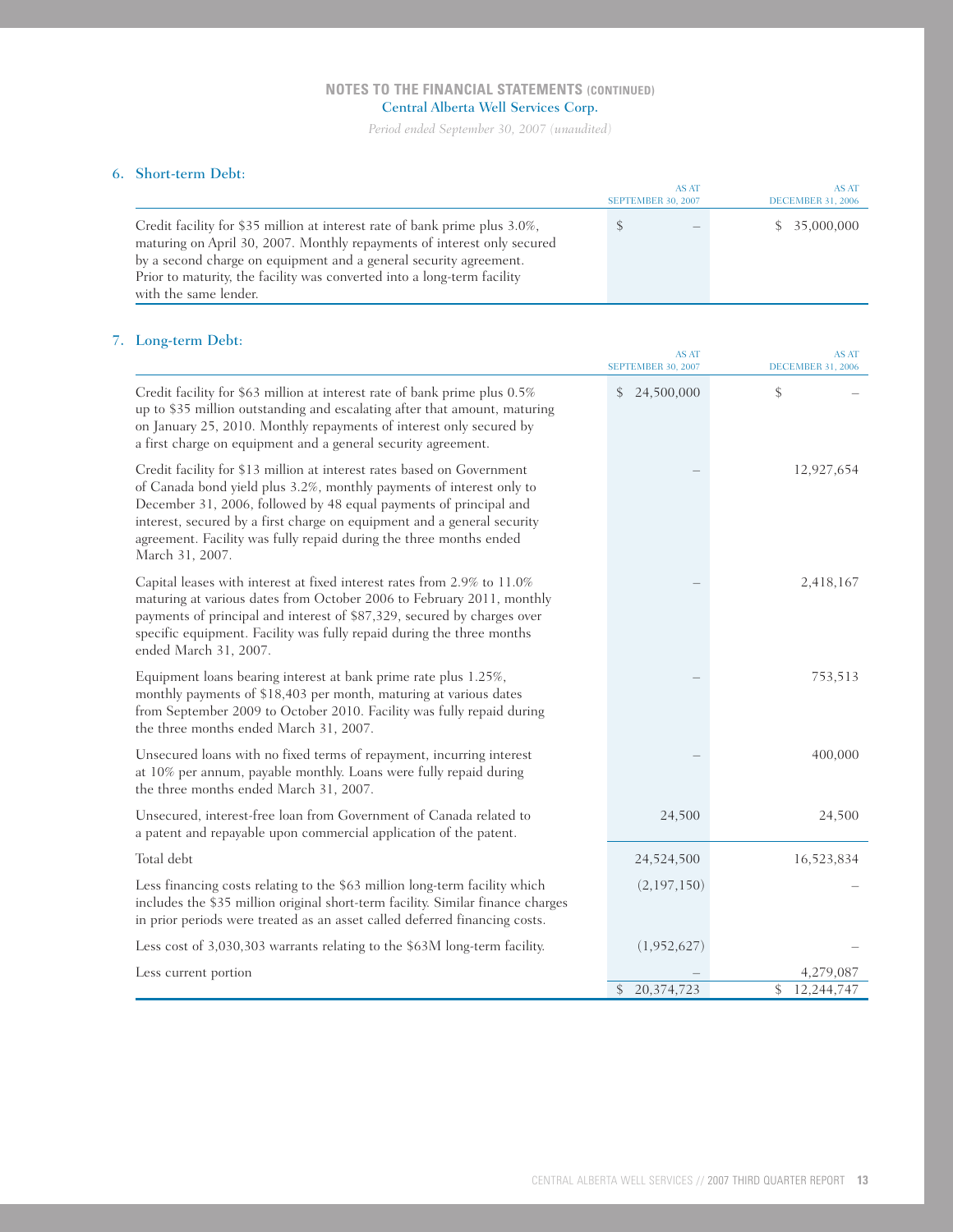# NOTES TO THE FINANCIAL STATEMENTS (CONTINUED)

## Central Alberta Well Services Corp.

*Period ended September 30, 2007 (unaudited)*

### 6. Short-term Debt:

| | AS AT SEPTEMBER 30, 2007 | AS AT DECEMBER 31, 2006 |
|---|---|---|
| Credit facility for $35 million at interest rate of bank prime plus 3.0%, maturing on April 30, 2007. Monthly repayments of interest only secured by a second charge on equipment and a general security agreement. Prior to maturity, the facility was converted into a long-term facility with the same lender. | $ – | $ 35,000,000 |

### 7. Long-term Debt:

| | AS AT SEPTEMBER 30, 2007 | AS AT DECEMBER 31, 2006 |
|---|---|---|
| Credit facility for $63 million at interest rate of bank prime plus 0.5% up to $35 million outstanding and escalating after that amount, maturing on January 25, 2010. Monthly repayments of interest only secured by a first charge on equipment and a general security agreement. | $ 24,500,000 | $ – |
| Credit facility for $13 million at interest rates based on Government of Canada bond yield plus 3.2%, monthly payments of interest only to December 31, 2006, followed by 48 equal payments of principal and interest, secured by a first charge on equipment and a general security agreement. Facility was fully repaid during the three months ended March 31, 2007. | – | 12,927,654 |
| Capital leases with interest at fixed interest rates from 2.9% to 11.0% maturing at various dates from October 2006 to February 2011, monthly payments of principal and interest of $87,329, secured by charges over specific equipment. Facility was fully repaid during the three months ended March 31, 2007. | – | 2,418,167 |
| Equipment loans bearing interest at bank prime rate plus 1.25%, monthly payments of $18,403 per month, maturing at various dates from September 2009 to October 2010. Facility was fully repaid during the three months ended March 31, 2007. | – | 753,513 |
| Unsecured loans with no fixed terms of repayment, incurring interest at 10% per annum, payable monthly. Loans were fully repaid during the three months ended March 31, 2007. | – | 400,000 |
| Unsecured, interest-free loan from Government of Canada related to a patent and repayable upon commercial application of the patent. | 24,500 | 24,500 |
| Total debt | 24,524,500 | 16,523,834 |
| Less financing costs relating to the $63 million long-term facility which includes the $35 million original short-term facility. Similar finance charges in prior periods were treated as an asset called deferred financing costs. | (2,197,150) | – |
| Less cost of 3,030,303 warrants relating to the $63M long-term facility. | (1,952,627) | – |
| Less current portion | – | 4,279,087 |
| | $ 20,374,723 | $ 12,244,747 |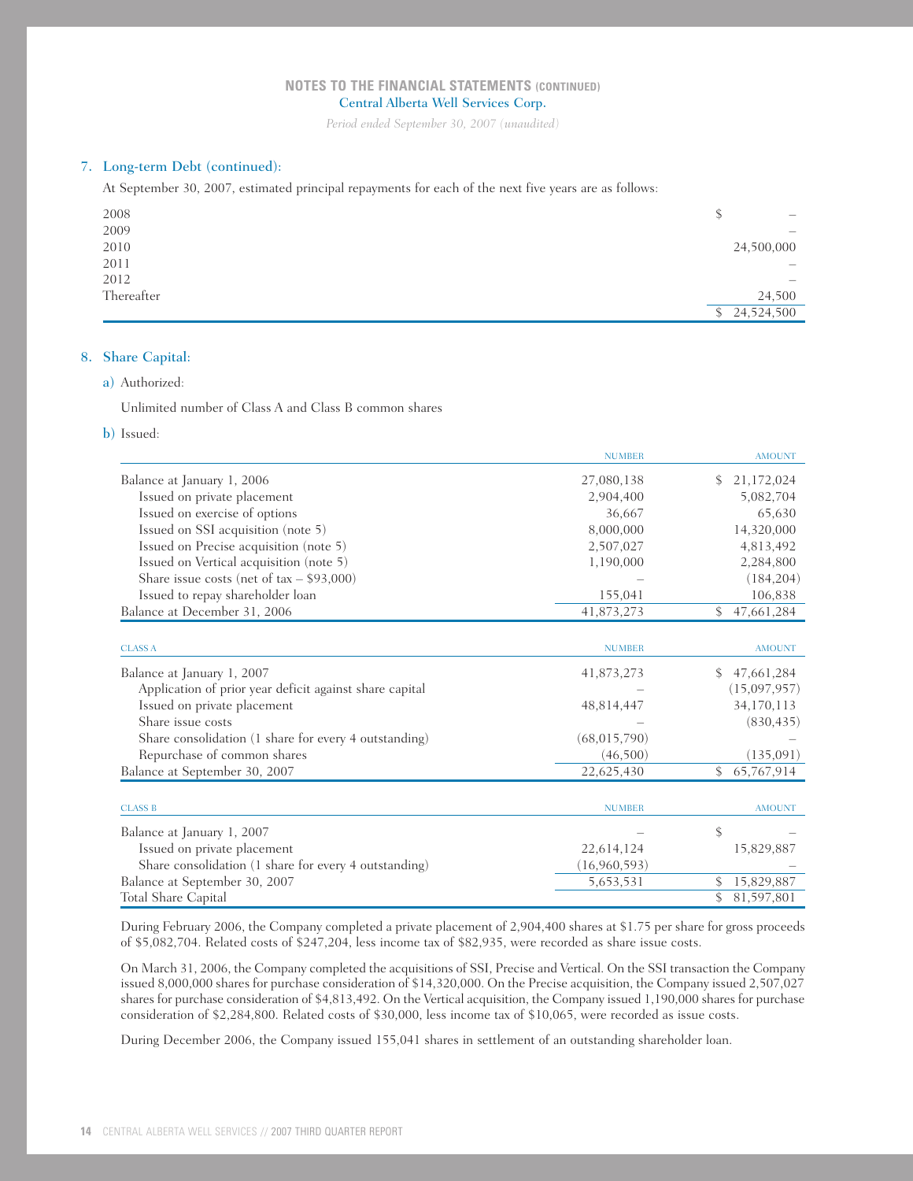## 7. Long-term Debt (continued):

At September 30, 2007, estimated principal repayments for each of the next five years are as follows:

| | |
|---|---|
| 2008 | $ – |
| 2009 | – |
| 2010 | 24,500,000 |
| 2011 | – |
| 2012 | – |
| Thereafter | 24,500 |
| | $ 24,524,500 |

## 8. Share Capital:

a) Authorized:

Unlimited number of Class A and Class B common shares

b) Issued:

| | NUMBER | AMOUNT |
|---|---|---|
| Balance at January 1, 2006 | 27,080,138 | $ 21,172,024 |
| Issued on private placement | 2,904,400 | 5,082,704 |
| Issued on exercise of options | 36,667 | 65,630 |
| Issued on SSI acquisition (note 5) | 8,000,000 | 14,320,000 |
| Issued on Precise acquisition (note 5) | 2,507,027 | 4,813,492 |
| Issued on Vertical acquisition (note 5) | 1,190,000 | 2,284,800 |
| Share issue costs (net of tax – $93,000) | – | (184,204) |
| Issued to repay shareholder loan | 155,041 | 106,838 |
| Balance at December 31, 2006 | 41,873,273 | $ 47,661,284 |

| CLASS A | NUMBER | AMOUNT |
|---|---|---|
| Balance at January 1, 2007 | 41,873,273 | $ 47,661,284 |
| Application of prior year deficit against share capital | – | (15,097,957) |
| Issued on private placement | 48,814,447 | 34,170,113 |
| Share issue costs | – | (830,435) |
| Share consolidation (1 share for every 4 outstanding) | (68,015,790) | – |
| Repurchase of common shares | (46,500) | (135,091) |
| Balance at September 30, 2007 | 22,625,430 | $ 65,767,914 |

| CLASS B | NUMBER | AMOUNT |
|---|---|---|
| Balance at January 1, 2007 | – | $ – |
| Issued on private placement | 22,614,124 | 15,829,887 |
| Share consolidation (1 share for every 4 outstanding) | (16,960,593) | – |
| Balance at September 30, 2007 | 5,653,531 | $ 15,829,887 |
| Total Share Capital | | $ 81,597,801 |

During February 2006, the Company completed a private placement of 2,904,400 shares at $1.75 per share for gross proceeds of $5,082,704. Related costs of $247,204, less income tax of $82,935, were recorded as share issue costs.

On March 31, 2006, the Company completed the acquisitions of SSI, Precise and Vertical. On the SSI transaction the Company issued 8,000,000 shares for purchase consideration of $14,320,000. On the Precise acquisition, the Company issued 2,507,027 shares for purchase consideration of $4,813,492. On the Vertical acquisition, the Company issued 1,190,000 shares for purchase consideration of $2,284,800. Related costs of $30,000, less income tax of $10,065, were recorded as issue costs.

During December 2006, the Company issued 155,041 shares in settlement of an outstanding shareholder loan.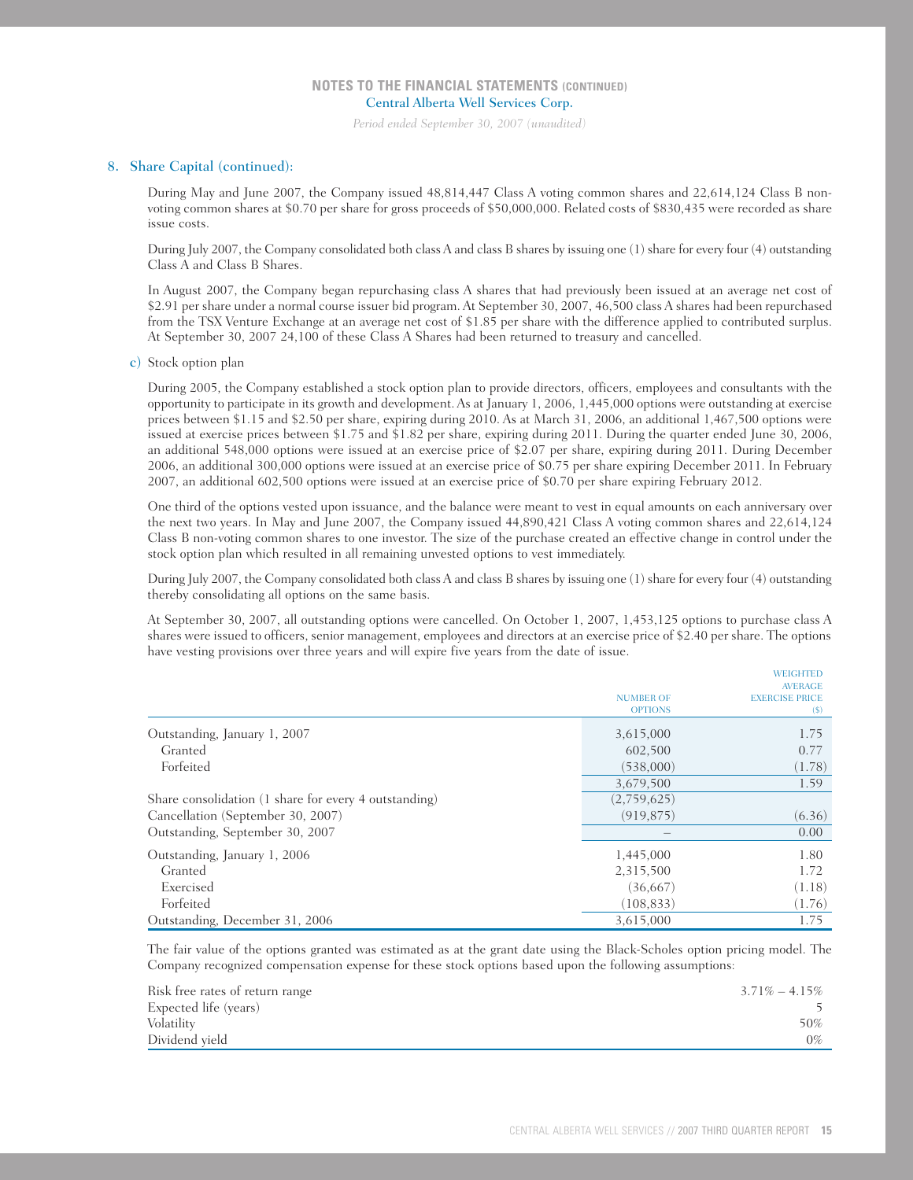## 8. Share Capital (continued):

During May and June 2007, the Company issued 48,814,447 Class A voting common shares and 22,614,124 Class B non-voting common shares at $0.70 per share for gross proceeds of $50,000,000. Related costs of $830,435 were recorded as share issue costs.

During July 2007, the Company consolidated both class A and class B shares by issuing one (1) share for every four (4) outstanding Class A and Class B Shares.

In August 2007, the Company began repurchasing class A shares that had previously been issued at an average net cost of $2.91 per share under a normal course issuer bid program. At September 30, 2007, 46,500 class A shares had been repurchased from the TSX Venture Exchange at an average net cost of $1.85 per share with the difference applied to contributed surplus. At September 30, 2007 24,100 of these Class A Shares had been returned to treasury and cancelled.

c) Stock option plan

During 2005, the Company established a stock option plan to provide directors, officers, employees and consultants with the opportunity to participate in its growth and development. As at January 1, 2006, 1,445,000 options were outstanding at exercise prices between $1.15 and $2.50 per share, expiring during 2010. As at March 31, 2006, an additional 1,467,500 options were issued at exercise prices between $1.75 and $1.82 per share, expiring during 2011. During the quarter ended June 30, 2006, an additional 548,000 options were issued at an exercise price of $2.07 per share, expiring during 2011. During December 2006, an additional 300,000 options were issued at an exercise price of $0.75 per share expiring December 2011. In February 2007, an additional 602,500 options were issued at an exercise price of $0.70 per share expiring February 2012.

One third of the options vested upon issuance, and the balance were meant to vest in equal amounts on each anniversary over the next two years. In May and June 2007, the Company issued 44,890,421 Class A voting common shares and 22,614,124 Class B non-voting common shares to one investor. The size of the purchase created an effective change in control under the stock option plan which resulted in all remaining unvested options to vest immediately.

During July 2007, the Company consolidated both class A and class B shares by issuing one (1) share for every four (4) outstanding thereby consolidating all options on the same basis.

At September 30, 2007, all outstanding options were cancelled. On October 1, 2007, 1,453,125 options to purchase class A shares were issued to officers, senior management, employees and directors at an exercise price of $2.40 per share. The options have vesting provisions over three years and will expire five years from the date of issue.

| | Number of options | Weighted average exercise price ($) |
|---|---|---|
| Outstanding, January 1, 2007 | 3,615,000 | 1.75 |
| Granted | 602,500 | 0.77 |
| Forfeited | (538,000) | (1.78) |
| | 3,679,500 | 1.59 |
| Share consolidation (1 share for every 4 outstanding) | (2,759,625) | |
| Cancellation (September 30, 2007) | (919,875) | (6.36) |
| Outstanding, September 30, 2007 | – | 0.00 |
| Outstanding, January 1, 2006 | 1,445,000 | 1.80 |
| Granted | 2,315,500 | 1.72 |
| Exercised | (36,667) | (1.18) |
| Forfeited | (108,833) | (1.76) |
| Outstanding, December 31, 2006 | 3,615,000 | 1.75 |

The fair value of the options granted was estimated as at the grant date using the Black-Scholes option pricing model. The Company recognized compensation expense for these stock options based upon the following assumptions:

| | |
|---|---|
| Risk free rates of return range | 3.71% – 4.15% |
| Expected life (years) | 5 |
| Volatility | 50% |
| Dividend yield | 0% |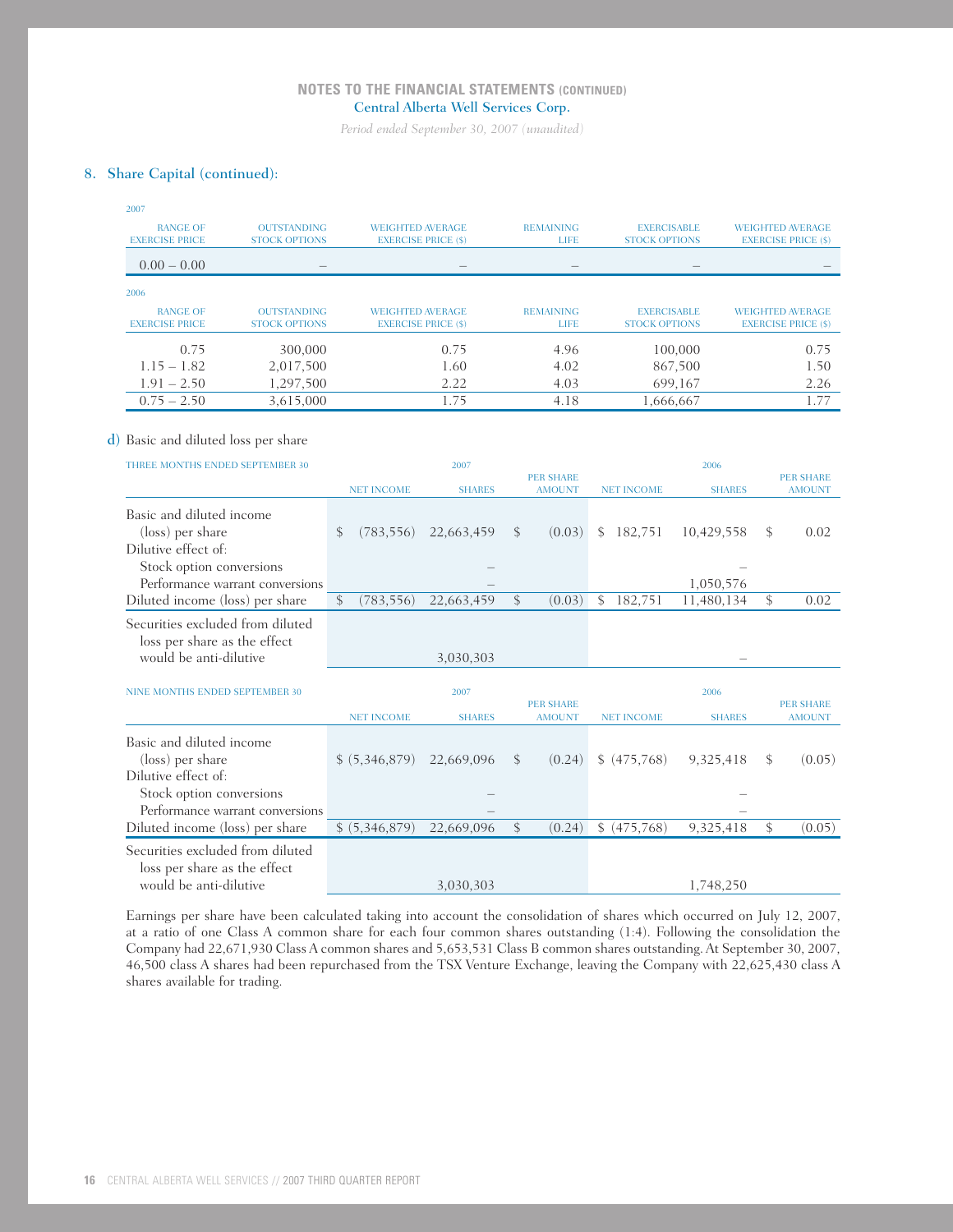## 8. Share Capital (continued):

2007

| RANGE OF EXERCISE PRICE | OUTSTANDING STOCK OPTIONS | WEIGHTED AVERAGE EXERCISE PRICE ($) | REMAINING LIFE | EXERCISABLE STOCK OPTIONS | WEIGHTED AVERAGE EXERCISE PRICE ($) |
|---|---|---|---|---|---|
| 0.00 – 0.00 | – | – | – | – | – |

2006

| RANGE OF EXERCISE PRICE | OUTSTANDING STOCK OPTIONS | WEIGHTED AVERAGE EXERCISE PRICE ($) | REMAINING LIFE | EXERCISABLE STOCK OPTIONS | WEIGHTED AVERAGE EXERCISE PRICE ($) |
|---|---|---|---|---|---|
| 0.75 | 300,000 | 0.75 | 4.96 | 100,000 | 0.75 |
| 1.15 – 1.82 | 2,017,500 | 1.60 | 4.02 | 867,500 | 1.50 |
| 1.91 – 2.50 | 1,297,500 | 2.22 | 4.03 | 699,167 | 2.26 |
| 0.75 – 2.50 | 3,615,000 | 1.75 | 4.18 | 1,666,667 | 1.77 |

d) Basic and diluted loss per share

| THREE MONTHS ENDED SEPTEMBER 30 | 2007 | | | 2006 | | |
|---|---|---|---|---|---|---|
| | NET INCOME | SHARES | PER SHARE AMOUNT | NET INCOME | SHARES | PER SHARE AMOUNT |
| Basic and diluted income (loss) per share | $ (783,556) | 22,663,459 | $ (0.03) | $ 182,751 | 10,429,558 | $ 0.02 |
| Dilutive effect of: | | | | | | |
| Stock option conversions | | – | | | – | |
| Performance warrant conversions | | – | | | 1,050,576 | |
| Diluted income (loss) per share | $ (783,556) | 22,663,459 | $ (0.03) | $ 182,751 | 11,480,134 | $ 0.02 |
| Securities excluded from diluted loss per share as the effect would be anti-dilutive | | 3,030,303 | | | – | |

| NINE MONTHS ENDED SEPTEMBER 30 | 2007 | | | 2006 | | |
|---|---|---|---|---|---|---|
| | NET INCOME | SHARES | PER SHARE AMOUNT | NET INCOME | SHARES | PER SHARE AMOUNT |
| Basic and diluted income (loss) per share | $ (5,346,879) | 22,669,096 | $ (0.24) | $ (475,768) | 9,325,418 | $ (0.05) |
| Dilutive effect of: | | | | | | |
| Stock option conversions | | – | | | – | |
| Performance warrant conversions | | – | | | – | |
| Diluted income (loss) per share | $ (5,346,879) | 22,669,096 | $ (0.24) | $ (475,768) | 9,325,418 | $ (0.05) |
| Securities excluded from diluted loss per share as the effect would be anti-dilutive | | 3,030,303 | | | 1,748,250 | |

Earnings per share have been calculated taking into account the consolidation of shares which occurred on July 12, 2007, at a ratio of one Class A common share for each four common shares outstanding (1:4). Following the consolidation the Company had 22,671,930 Class A common shares and 5,653,531 Class B common shares outstanding. At September 30, 2007, 46,500 class A shares had been repurchased from the TSX Venture Exchange, leaving the Company with 22,625,430 class A shares available for trading.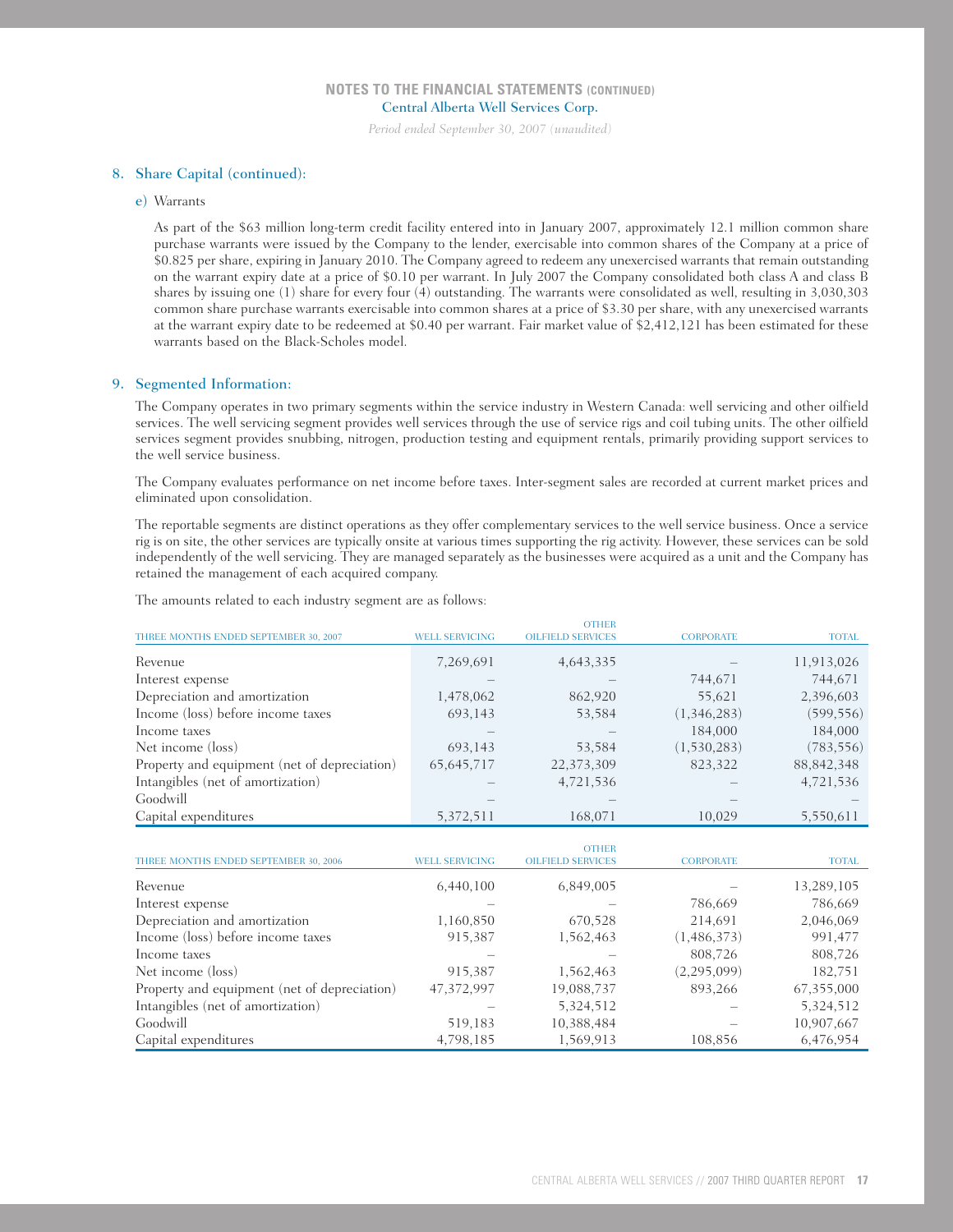## 8. Share Capital (continued):

e) Warrants

As part of the $63 million long-term credit facility entered into in January 2007, approximately 12.1 million common share purchase warrants were issued by the Company to the lender, exercisable into common shares of the Company at a price of $0.825 per share, expiring in January 2010. The Company agreed to redeem any unexercised warrants that remain outstanding on the warrant expiry date at a price of $0.10 per warrant. In July 2007 the Company consolidated both class A and class B shares by issuing one (1) share for every four (4) outstanding. The warrants were consolidated as well, resulting in 3,030,303 common share purchase warrants exercisable into common shares at a price of $3.30 per share, with any unexercised warrants at the warrant expiry date to be redeemed at $0.40 per warrant. Fair market value of $2,412,121 has been estimated for these warrants based on the Black-Scholes model.

## 9. Segmented Information:

The Company operates in two primary segments within the service industry in Western Canada: well servicing and other oilfield services. The well servicing segment provides well services through the use of service rigs and coil tubing units. The other oilfield services segment provides snubbing, nitrogen, production testing and equipment rentals, primarily providing support services to the well service business.

The Company evaluates performance on net income before taxes. Inter-segment sales are recorded at current market prices and eliminated upon consolidation.

The reportable segments are distinct operations as they offer complementary services to the well service business. Once a service rig is on site, the other services are typically onsite at various times supporting the rig activity. However, these services can be sold independently of the well servicing. They are managed separately as the businesses were acquired as a unit and the Company has retained the management of each acquired company.

The amounts related to each industry segment are as follows:

| THREE MONTHS ENDED SEPTEMBER 30, 2007 | WELL SERVICING | OTHER OILFIELD SERVICES | CORPORATE | TOTAL |
|---|---|---|---|---|
| Revenue | 7,269,691 | 4,643,335 | – | 11,913,026 |
| Interest expense | – | – | 744,671 | 744,671 |
| Depreciation and amortization | 1,478,062 | 862,920 | 55,621 | 2,396,603 |
| Income (loss) before income taxes | 693,143 | 53,584 | (1,346,283) | (599,556) |
| Income taxes | – | – | 184,000 | 184,000 |
| Net income (loss) | 693,143 | 53,584 | (1,530,283) | (783,556) |
| Property and equipment (net of depreciation) | 65,645,717 | 22,373,309 | 823,322 | 88,842,348 |
| Intangibles (net of amortization) | – | 4,721,536 | – | 4,721,536 |
| Goodwill | – | – | – | – |
| Capital expenditures | 5,372,511 | 168,071 | 10,029 | 5,550,611 |

| THREE MONTHS ENDED SEPTEMBER 30, 2006 | WELL SERVICING | OTHER OILFIELD SERVICES | CORPORATE | TOTAL |
|---|---|---|---|---|
| Revenue | 6,440,100 | 6,849,005 | – | 13,289,105 |
| Interest expense | – | – | 786,669 | 786,669 |
| Depreciation and amortization | 1,160,850 | 670,528 | 214,691 | 2,046,069 |
| Income (loss) before income taxes | 915,387 | 1,562,463 | (1,486,373) | 991,477 |
| Income taxes | – | – | 808,726 | 808,726 |
| Net income (loss) | 915,387 | 1,562,463 | (2,295,099) | 182,751 |
| Property and equipment (net of depreciation) | 47,372,997 | 19,088,737 | 893,266 | 67,355,000 |
| Intangibles (net of amortization) | – | 5,324,512 | – | 5,324,512 |
| Goodwill | 519,183 | 10,388,484 | – | 10,907,667 |
| Capital expenditures | 4,798,185 | 1,569,913 | 108,856 | 6,476,954 |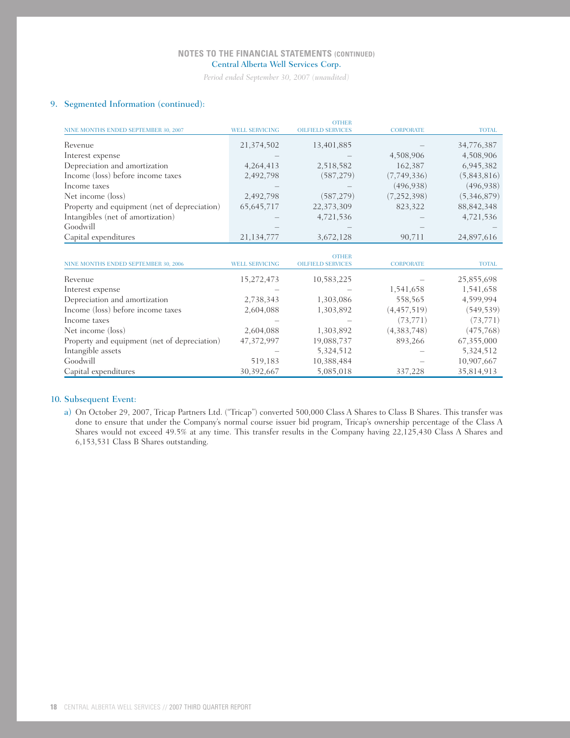# NOTES TO THE FINANCIAL STATEMENTS (CONTINUED)

Central Alberta Well Services Corp.

*Period ended September 30, 2007 (unaudited)*

## 9. Segmented Information (continued):

| NINE MONTHS ENDED SEPTEMBER 30, 2007 | WELL SERVICING | OTHER OILFIELD SERVICES | CORPORATE | TOTAL |
|---|---|---|---|---|
| Revenue | 21,374,502 | 13,401,885 | – | 34,776,387 |
| Interest expense | – | – | 4,508,906 | 4,508,906 |
| Depreciation and amortization | 4,264,413 | 2,518,582 | 162,387 | 6,945,382 |
| Income (loss) before income taxes | 2,492,798 | (587,279) | (7,749,336) | (5,843,816) |
| Income taxes | – | – | (496,938) | (496,938) |
| Net income (loss) | 2,492,798 | (587,279) | (7,252,398) | (5,346,879) |
| Property and equipment (net of depreciation) | 65,645,717 | 22,373,309 | 823,322 | 88,842,348 |
| Intangibles (net of amortization) | – | 4,721,536 | – | 4,721,536 |
| Goodwill | – | – | – | – |
| Capital expenditures | 21,134,777 | 3,672,128 | 90,711 | 24,897,616 |

| NINE MONTHS ENDED SEPTEMBER 30, 2006 | WELL SERVICING | OTHER OILFIELD SERVICES | CORPORATE | TOTAL |
|---|---|---|---|---|
| Revenue | 15,272,473 | 10,583,225 | – | 25,855,698 |
| Interest expense | – | – | 1,541,658 | 1,541,658 |
| Depreciation and amortization | 2,738,343 | 1,303,086 | 558,565 | 4,599,994 |
| Income (loss) before income taxes | 2,604,088 | 1,303,892 | (4,457,519) | (549,539) |
| Income taxes | – | – | (73,771) | (73,771) |
| Net income (loss) | 2,604,088 | 1,303,892 | (4,383,748) | (475,768) |
| Property and equipment (net of depreciation) | 47,372,997 | 19,088,737 | 893,266 | 67,355,000 |
| Intangible assets | – | 5,324,512 | – | 5,324,512 |
| Goodwill | 519,183 | 10,388,484 | – | 10,907,667 |
| Capital expenditures | 30,392,667 | 5,085,018 | 337,228 | 35,814,913 |

## 10. Subsequent Event:

a) On October 29, 2007, Tricap Partners Ltd. ("Tricap") converted 500,000 Class A Shares to Class B Shares. This transfer was done to ensure that under the Company's normal course issuer bid program, Tricap's ownership percentage of the Class A Shares would not exceed 49.5% at any time. This transfer results in the Company having 22,125,430 Class A Shares and 6,153,531 Class B Shares outstanding.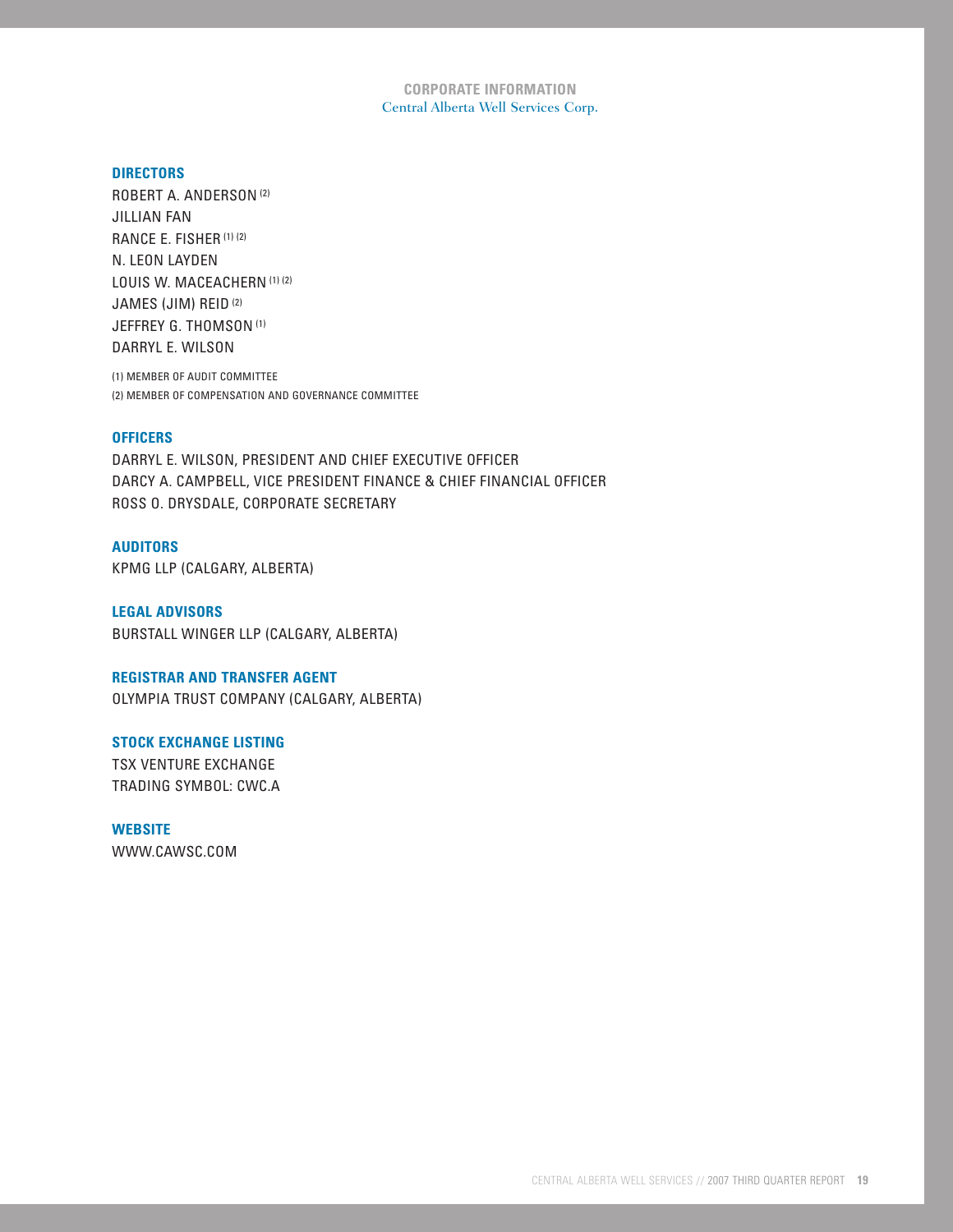# CORPORATE INFORMATION

Central Alberta Well Services Corp.

## DIRECTORS

ROBERT A. ANDERSON (2)
JILLIAN FAN
RANCE E. FISHER (1) (2)
N. LEON LAYDEN
LOUIS W. MACEACHERN (1) (2)
JAMES (JIM) REID (2)
JEFFREY G. THOMSON (1)
DARRYL E. WILSON

(1) MEMBER OF AUDIT COMMITTEE
(2) MEMBER OF COMPENSATION AND GOVERNANCE COMMITTEE

## OFFICERS

DARRYL E. WILSON, PRESIDENT AND CHIEF EXECUTIVE OFFICER
DARCY A. CAMPBELL, VICE PRESIDENT FINANCE & CHIEF FINANCIAL OFFICER
ROSS O. DRYSDALE, CORPORATE SECRETARY

## AUDITORS

KPMG LLP (CALGARY, ALBERTA)

## LEGAL ADVISORS

BURSTALL WINGER LLP (CALGARY, ALBERTA)

## REGISTRAR AND TRANSFER AGENT

OLYMPIA TRUST COMPANY (CALGARY, ALBERTA)

## STOCK EXCHANGE LISTING

TSX VENTURE EXCHANGE
TRADING SYMBOL: CWC.A

## WEBSITE

WWW.CAWSC.COM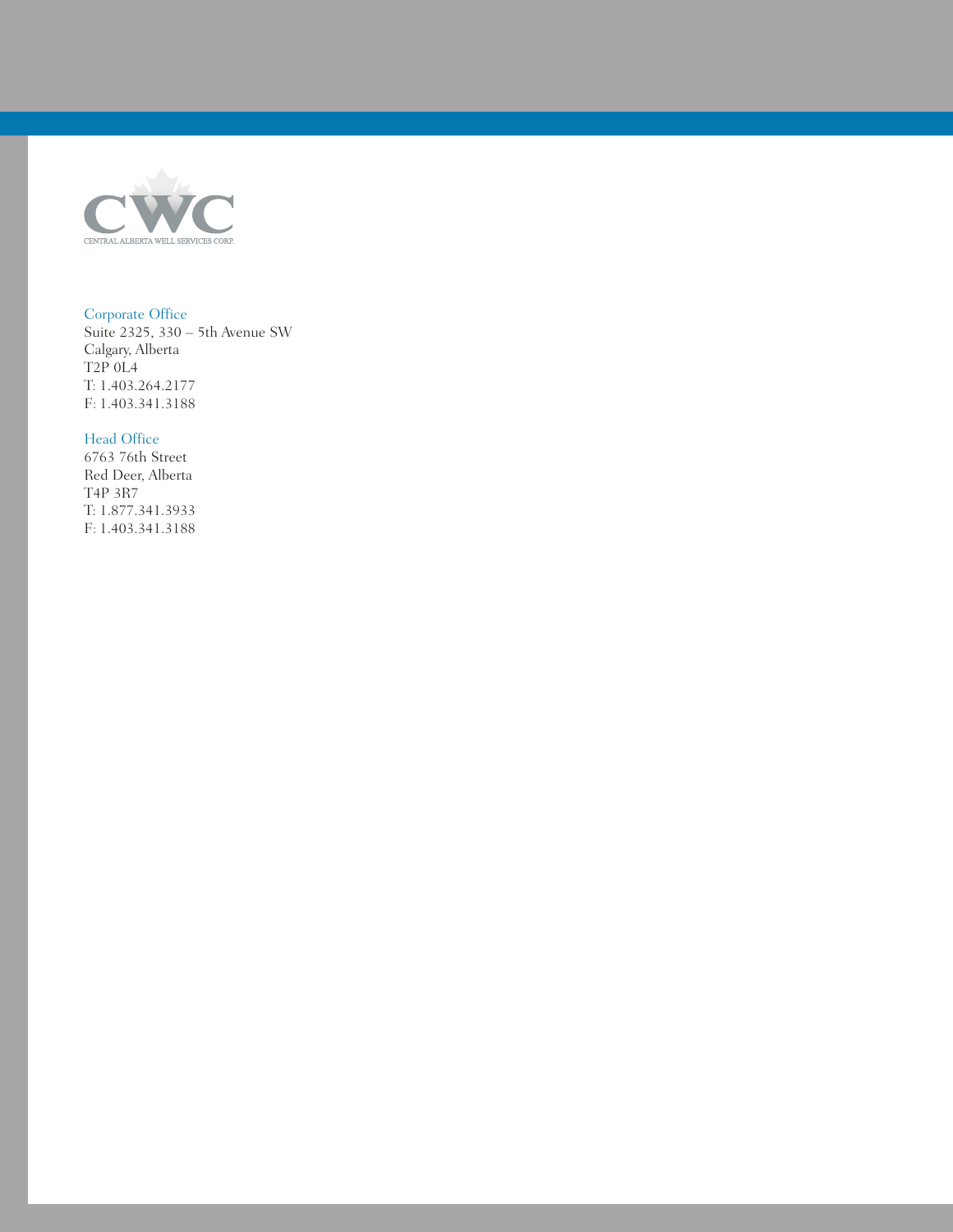CWC

CENTRAL ALBERTA WELL SERVICES CORP.

Corporate Office
Suite 2325, 330 – 5th Avenue SW
Calgary, Alberta
T2P 0L4
T: 1.403.264.2177
F: 1.403.341.3188

Head Office
6763 76th Street
Red Deer, Alberta
T4P 3R7
T: 1.877.341.3933
F: 1.403.341.3188